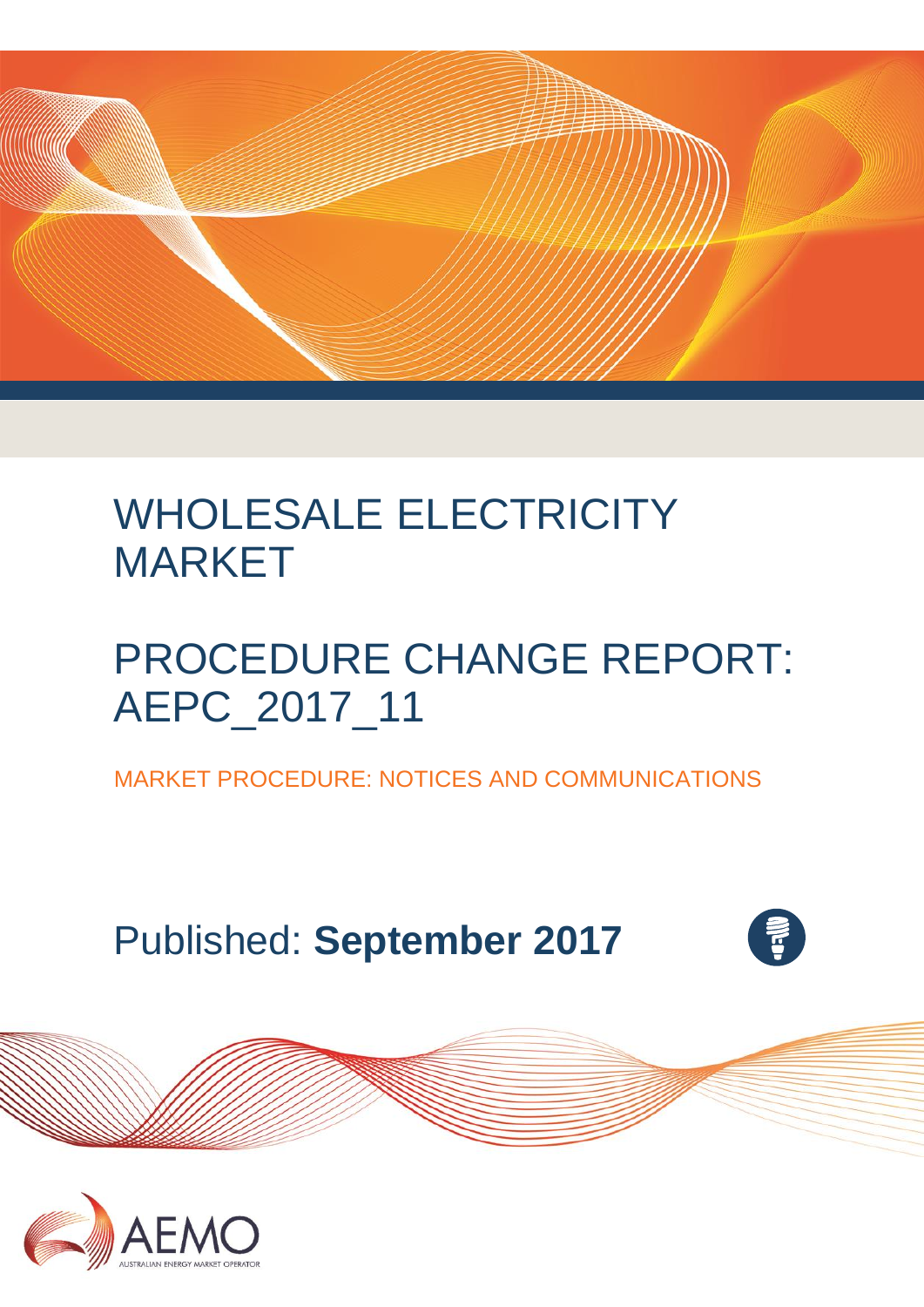# WHOLESALE ELECTRICITY MARKET

# PROCEDURE CHANGE REPORT: AEPC_2017_11

MARKET PROCEDURE: NOTICES AND COMMUNICATIONS

Published: **September 2017**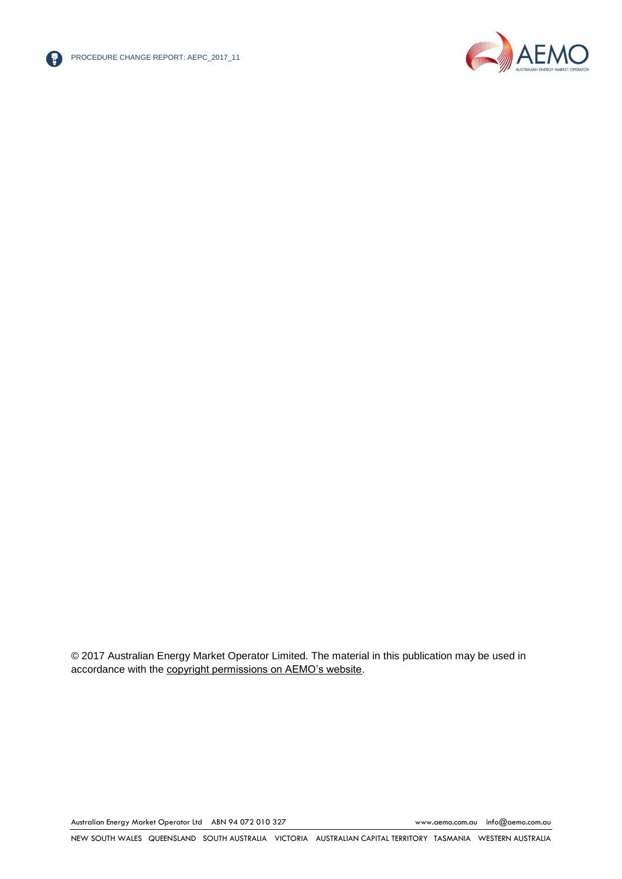© 2017 Australian Energy Market Operator Limited. The material in this publication may be used in accordance with the copyright permissions on AEMO's website.

Australian Energy Market Operator Ltd ABN 94 072 010 327 www.aemo.com.au info@aemo.com.au

NEW SOUTH WALES QUEENSLAND SOUTH AUSTRALIA VICTORIA AUSTRALIAN CAPITAL TERRITORY TASMANIA WESTERN AUSTRALIA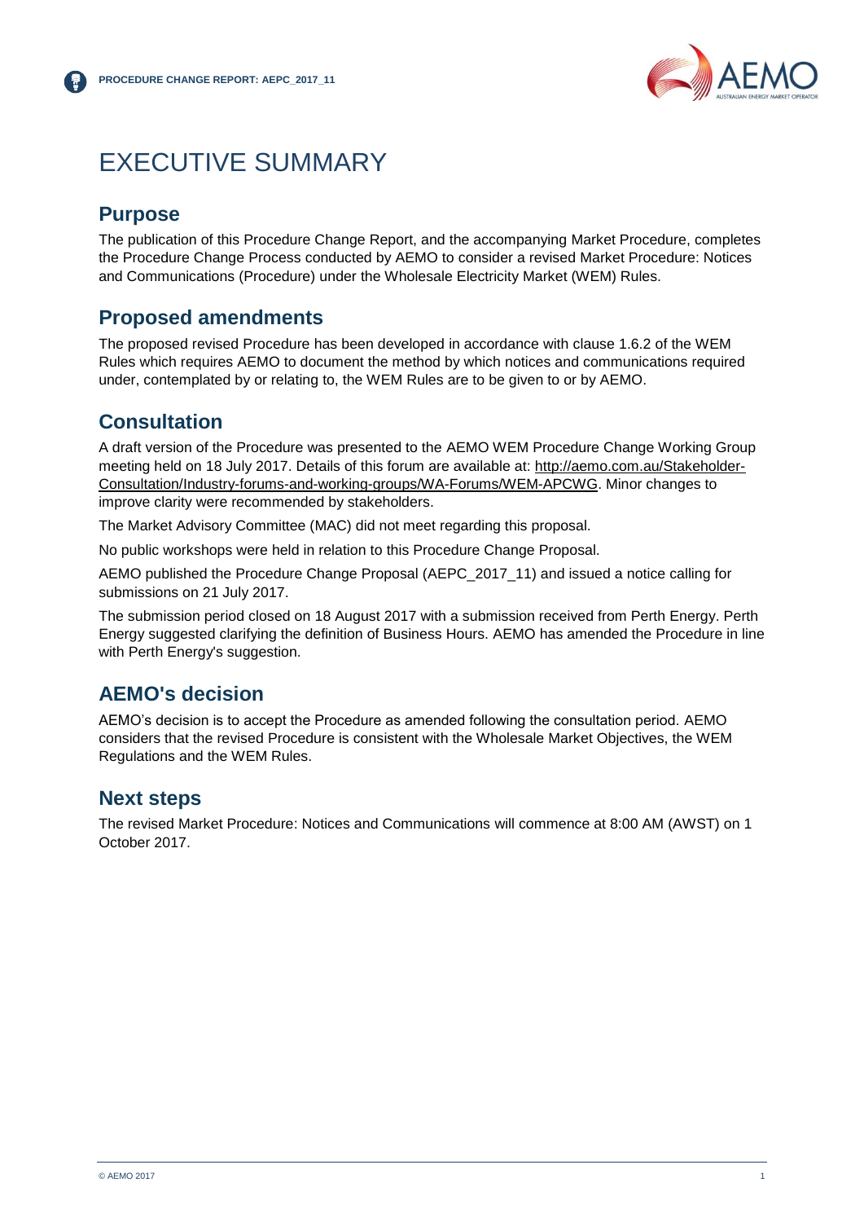# EXECUTIVE SUMMARY

## Purpose

The publication of this Procedure Change Report, and the accompanying Market Procedure, completes the Procedure Change Process conducted by AEMO to consider a revised Market Procedure: Notices and Communications (Procedure) under the Wholesale Electricity Market (WEM) Rules.

## Proposed amendments

The proposed revised Procedure has been developed in accordance with clause 1.6.2 of the WEM Rules which requires AEMO to document the method by which notices and communications required under, contemplated by or relating to, the WEM Rules are to be given to or by AEMO.

## Consultation

A draft version of the Procedure was presented to the AEMO WEM Procedure Change Working Group meeting held on 18 July 2017. Details of this forum are available at: http://aemo.com.au/Stakeholder-Consultation/Industry-forums-and-working-groups/WA-Forums/WEM-APCWG. Minor changes to improve clarity were recommended by stakeholders.

The Market Advisory Committee (MAC) did not meet regarding this proposal.

No public workshops were held in relation to this Procedure Change Proposal.

AEMO published the Procedure Change Proposal (AEPC_2017_11) and issued a notice calling for submissions on 21 July 2017.

The submission period closed on 18 August 2017 with a submission received from Perth Energy. Perth Energy suggested clarifying the definition of Business Hours. AEMO has amended the Procedure in line with Perth Energy's suggestion.

## AEMO's decision

AEMO's decision is to accept the Procedure as amended following the consultation period. AEMO considers that the revised Procedure is consistent with the Wholesale Market Objectives, the WEM Regulations and the WEM Rules.

## Next steps

The revised Market Procedure: Notices and Communications will commence at 8:00 AM (AWST) on 1 October 2017.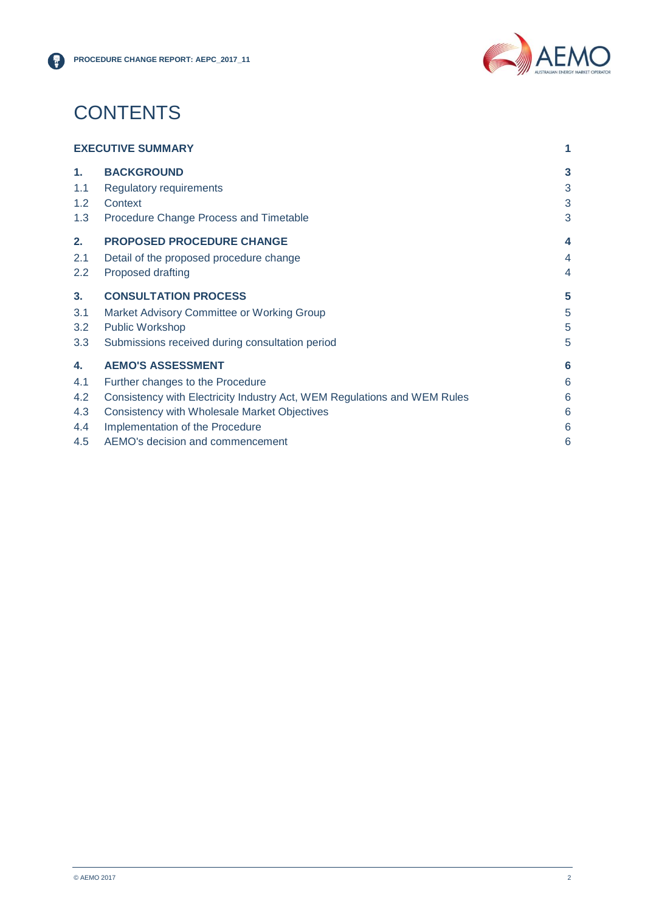# CONTENTS

| | | |
|---|---|---|
| **EXECUTIVE SUMMARY** | | **1** |
| **1.** | **BACKGROUND** | **3** |
| 1.1 | Regulatory requirements | 3 |
| 1.2 | Context | 3 |
| 1.3 | Procedure Change Process and Timetable | 3 |
| **2.** | **PROPOSED PROCEDURE CHANGE** | **4** |
| 2.1 | Detail of the proposed procedure change | 4 |
| 2.2 | Proposed drafting | 4 |
| **3.** | **CONSULTATION PROCESS** | **5** |
| 3.1 | Market Advisory Committee or Working Group | 5 |
| 3.2 | Public Workshop | 5 |
| 3.3 | Submissions received during consultation period | 5 |
| **4.** | **AEMO'S ASSESSMENT** | **6** |
| 4.1 | Further changes to the Procedure | 6 |
| 4.2 | Consistency with Electricity Industry Act, WEM Regulations and WEM Rules | 6 |
| 4.3 | Consistency with Wholesale Market Objectives | 6 |
| 4.4 | Implementation of the Procedure | 6 |
| 4.5 | AEMO's decision and commencement | 6 |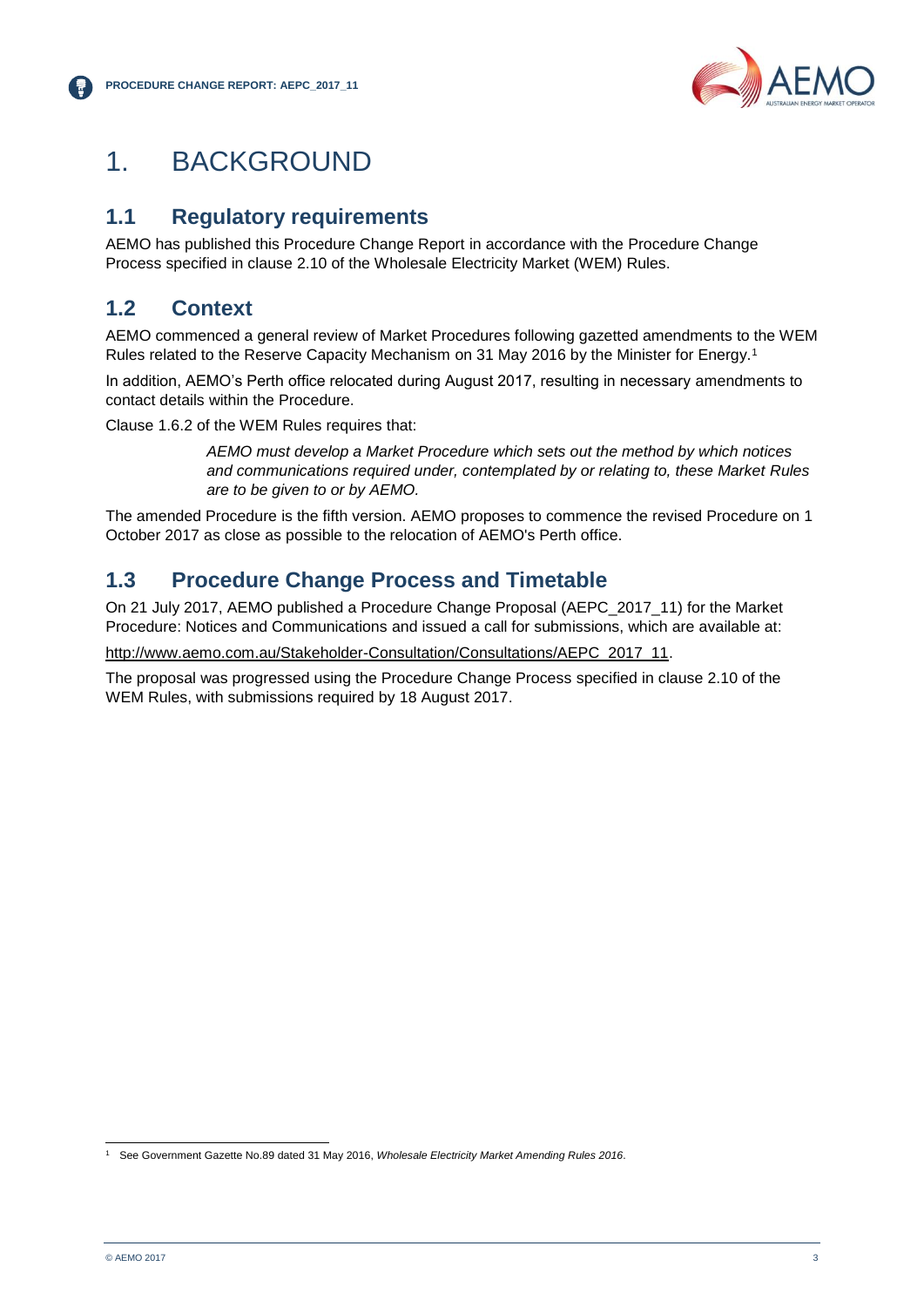# 1. BACKGROUND

## 1.1 Regulatory requirements

AEMO has published this Procedure Change Report in accordance with the Procedure Change Process specified in clause 2.10 of the Wholesale Electricity Market (WEM) Rules.

## 1.2 Context

AEMO commenced a general review of Market Procedures following gazetted amendments to the WEM Rules related to the Reserve Capacity Mechanism on 31 May 2016 by the Minister for Energy.[1]

In addition, AEMO's Perth office relocated during August 2017, resulting in necessary amendments to contact details within the Procedure.

Clause 1.6.2 of the WEM Rules requires that:

> *AEMO must develop a Market Procedure which sets out the method by which notices and communications required under, contemplated by or relating to, these Market Rules are to be given to or by AEMO.*

The amended Procedure is the fifth version. AEMO proposes to commence the revised Procedure on 1 October 2017 as close as possible to the relocation of AEMO's Perth office.

## 1.3 Procedure Change Process and Timetable

On 21 July 2017, AEMO published a Procedure Change Proposal (AEPC_2017_11) for the Market Procedure: Notices and Communications and issued a call for submissions, which are available at:

http://www.aemo.com.au/Stakeholder-Consultation/Consultations/AEPC_2017_11.

The proposal was progressed using the Procedure Change Process specified in clause 2.10 of the WEM Rules, with submissions required by 18 August 2017.

---

[1] See Government Gazette No.89 dated 31 May 2016, *Wholesale Electricity Market Amending Rules 2016*.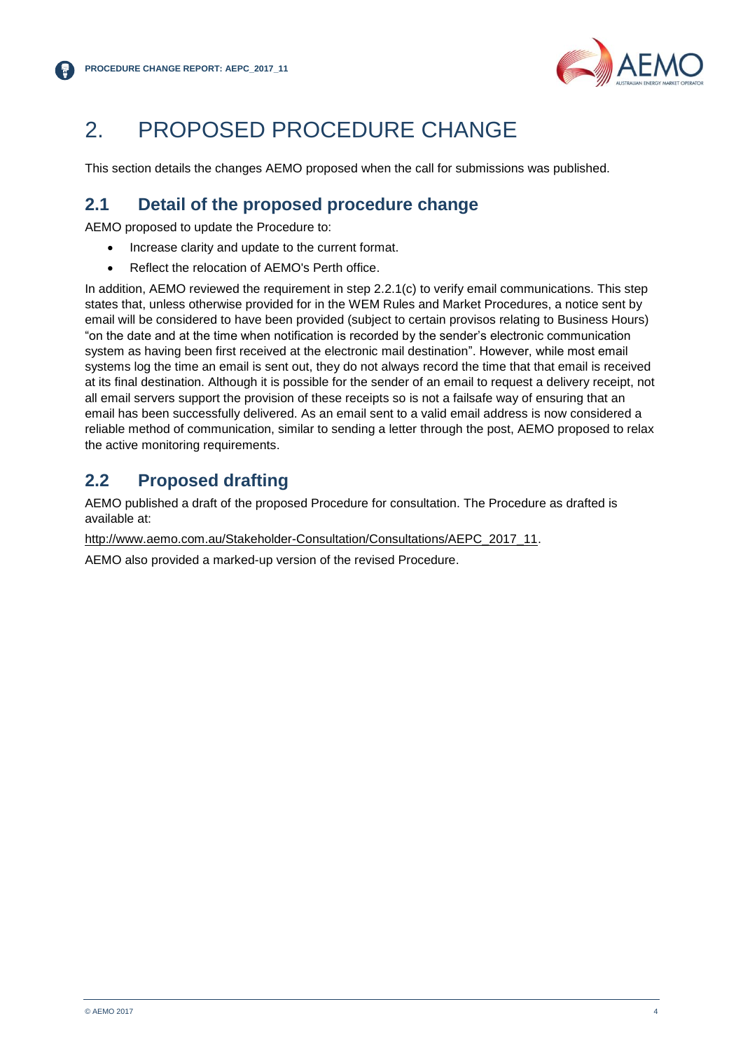# 2. PROPOSED PROCEDURE CHANGE

This section details the changes AEMO proposed when the call for submissions was published.

## 2.1 Detail of the proposed procedure change

AEMO proposed to update the Procedure to:

- Increase clarity and update to the current format.
- Reflect the relocation of AEMO's Perth office.

In addition, AEMO reviewed the requirement in step 2.2.1(c) to verify email communications. This step states that, unless otherwise provided for in the WEM Rules and Market Procedures, a notice sent by email will be considered to have been provided (subject to certain provisos relating to Business Hours) "on the date and at the time when notification is recorded by the sender's electronic communication system as having been first received at the electronic mail destination". However, while most email systems log the time an email is sent out, they do not always record the time that that email is received at its final destination. Although it is possible for the sender of an email to request a delivery receipt, not all email servers support the provision of these receipts so is not a failsafe way of ensuring that an email has been successfully delivered. As an email sent to a valid email address is now considered a reliable method of communication, similar to sending a letter through the post, AEMO proposed to relax the active monitoring requirements.

## 2.2 Proposed drafting

AEMO published a draft of the proposed Procedure for consultation. The Procedure as drafted is available at:

http://www.aemo.com.au/Stakeholder-Consultation/Consultations/AEPC_2017_11.

AEMO also provided a marked-up version of the revised Procedure.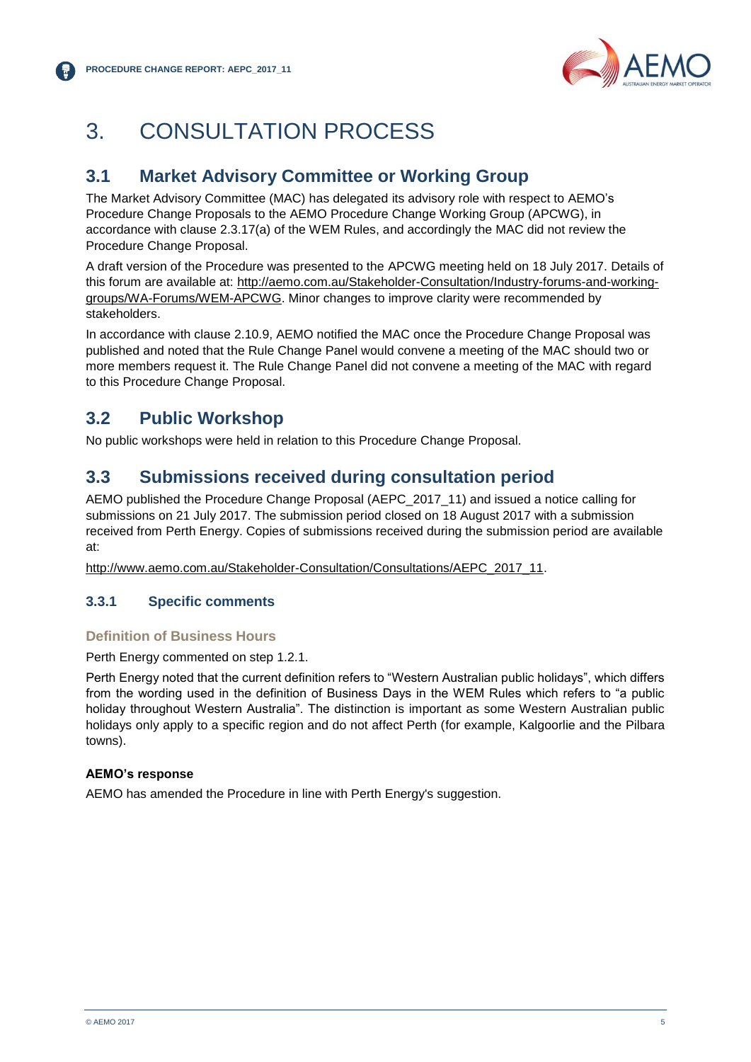# 3. CONSULTATION PROCESS

## 3.1 Market Advisory Committee or Working Group

The Market Advisory Committee (MAC) has delegated its advisory role with respect to AEMO's Procedure Change Proposals to the AEMO Procedure Change Working Group (APCWG), in accordance with clause 2.3.17(a) of the WEM Rules, and accordingly the MAC did not review the Procedure Change Proposal.

A draft version of the Procedure was presented to the APCWG meeting held on 18 July 2017. Details of this forum are available at: http://aemo.com.au/Stakeholder-Consultation/Industry-forums-and-working-groups/WA-Forums/WEM-APCWG. Minor changes to improve clarity were recommended by stakeholders.

In accordance with clause 2.10.9, AEMO notified the MAC once the Procedure Change Proposal was published and noted that the Rule Change Panel would convene a meeting of the MAC should two or more members request it. The Rule Change Panel did not convene a meeting of the MAC with regard to this Procedure Change Proposal.

## 3.2 Public Workshop

No public workshops were held in relation to this Procedure Change Proposal.

## 3.3 Submissions received during consultation period

AEMO published the Procedure Change Proposal (AEPC_2017_11) and issued a notice calling for submissions on 21 July 2017. The submission period closed on 18 August 2017 with a submission received from Perth Energy. Copies of submissions received during the submission period are available at:

http://www.aemo.com.au/Stakeholder-Consultation/Consultations/AEPC_2017_11.

### 3.3.1 Specific comments

#### Definition of Business Hours

Perth Energy commented on step 1.2.1.

Perth Energy noted that the current definition refers to "Western Australian public holidays", which differs from the wording used in the definition of Business Days in the WEM Rules which refers to "a public holiday throughout Western Australia". The distinction is important as some Western Australian public holidays only apply to a specific region and do not affect Perth (for example, Kalgoorlie and the Pilbara towns).

**AEMO's response**

AEMO has amended the Procedure in line with Perth Energy's suggestion.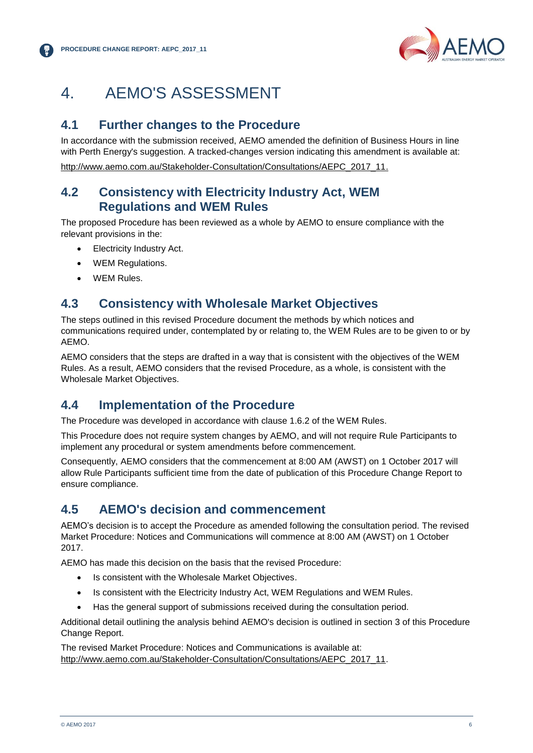# 4. AEMO'S ASSESSMENT

## 4.1 Further changes to the Procedure

In accordance with the submission received, AEMO amended the definition of Business Hours in line with Perth Energy's suggestion. A tracked-changes version indicating this amendment is available at:

http://www.aemo.com.au/Stakeholder-Consultation/Consultations/AEPC_2017_11.

## 4.2 Consistency with Electricity Industry Act, WEM Regulations and WEM Rules

The proposed Procedure has been reviewed as a whole by AEMO to ensure compliance with the relevant provisions in the:

- Electricity Industry Act.
- WEM Regulations.
- WEM Rules.

## 4.3 Consistency with Wholesale Market Objectives

The steps outlined in this revised Procedure document the methods by which notices and communications required under, contemplated by or relating to, the WEM Rules are to be given to or by AEMO.

AEMO considers that the steps are drafted in a way that is consistent with the objectives of the WEM Rules. As a result, AEMO considers that the revised Procedure, as a whole, is consistent with the Wholesale Market Objectives.

## 4.4 Implementation of the Procedure

The Procedure was developed in accordance with clause 1.6.2 of the WEM Rules.

This Procedure does not require system changes by AEMO, and will not require Rule Participants to implement any procedural or system amendments before commencement.

Consequently, AEMO considers that the commencement at 8:00 AM (AWST) on 1 October 2017 will allow Rule Participants sufficient time from the date of publication of this Procedure Change Report to ensure compliance.

## 4.5 AEMO's decision and commencement

AEMO's decision is to accept the Procedure as amended following the consultation period. The revised Market Procedure: Notices and Communications will commence at 8:00 AM (AWST) on 1 October 2017.

AEMO has made this decision on the basis that the revised Procedure:

- Is consistent with the Wholesale Market Objectives.
- Is consistent with the Electricity Industry Act, WEM Regulations and WEM Rules.
- Has the general support of submissions received during the consultation period.

Additional detail outlining the analysis behind AEMO's decision is outlined in section 3 of this Procedure Change Report.

The revised Market Procedure: Notices and Communications is available at: http://www.aemo.com.au/Stakeholder-Consultation/Consultations/AEPC_2017_11.